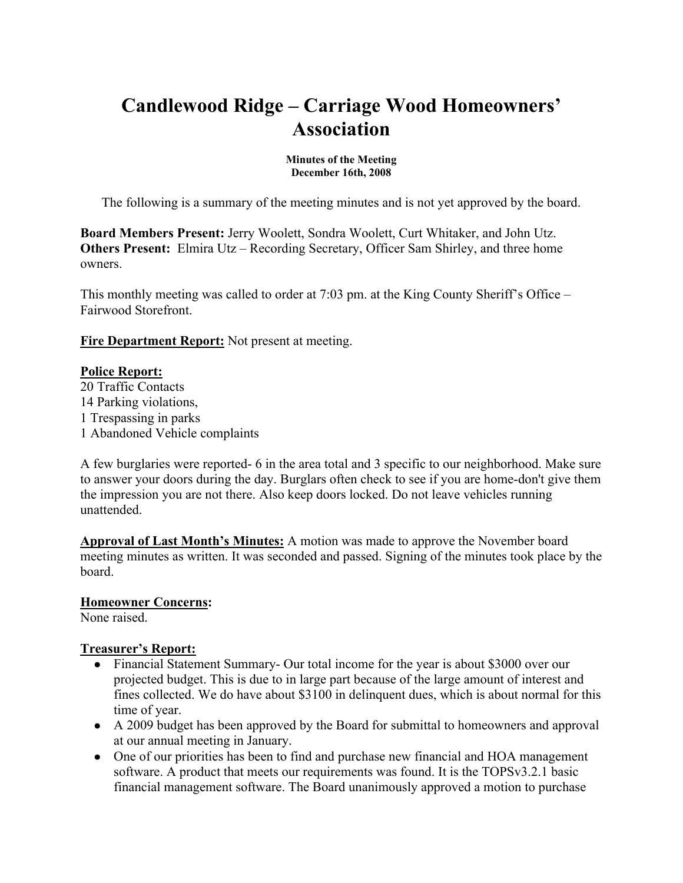# Candlewood Ridge – Carriage Wood Homeowners' Association

**Minutes of the Meeting**
**December 16th, 2008**

The following is a summary of the meeting minutes and is not yet approved by the board.

**Board Members Present:** Jerry Woolett, Sondra Woolett, Curt Whitaker, and John Utz.
**Others Present:** Elmira Utz – Recording Secretary, Officer Sam Shirley, and three home owners.

This monthly meeting was called to order at 7:03 pm. at the King County Sheriff's Office – Fairwood Storefront.

**Fire Department Report:** Not present at meeting.

**Police Report:**
20 Traffic Contacts
14 Parking violations,
1 Trespassing in parks
1 Abandoned Vehicle complaints

A few burglaries were reported- 6 in the area total and 3 specific to our neighborhood. Make sure to answer your doors during the day. Burglars often check to see if you are home-don't give them the impression you are not there. Also keep doors locked. Do not leave vehicles running unattended.

**Approval of Last Month's Minutes:** A motion was made to approve the November board meeting minutes as written. It was seconded and passed. Signing of the minutes took place by the board.

**Homeowner Concerns:**
None raised.

**Treasurer's Report:**

- Financial Statement Summary- Our total income for the year is about $3000 over our projected budget. This is due to in large part because of the large amount of interest and fines collected. We do have about $3100 in delinquent dues, which is about normal for this time of year.
- A 2009 budget has been approved by the Board for submittal to homeowners and approval at our annual meeting in January.
- One of our priorities has been to find and purchase new financial and HOA management software. A product that meets our requirements was found. It is the TOPSv3.2.1 basic financial management software. The Board unanimously approved a motion to purchase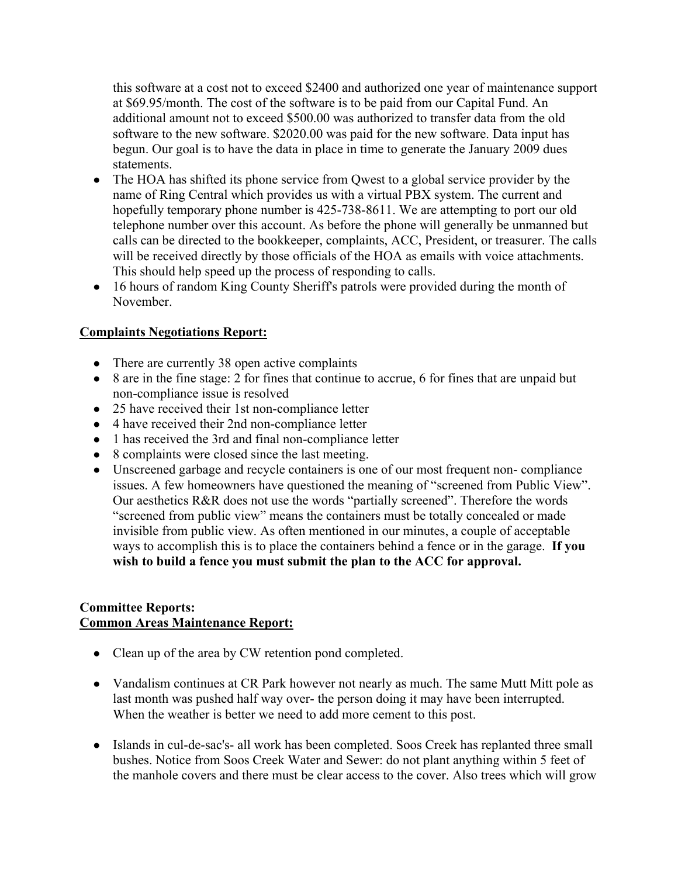this software at a cost not to exceed $2400 and authorized one year of maintenance support at $69.95/month. The cost of the software is to be paid from our Capital Fund. An additional amount not to exceed $500.00 was authorized to transfer data from the old software to the new software. $2020.00 was paid for the new software. Data input has begun. Our goal is to have the data in place in time to generate the January 2009 dues statements.

- The HOA has shifted its phone service from Qwest to a global service provider by the name of Ring Central which provides us with a virtual PBX system. The current and hopefully temporary phone number is 425-738-8611. We are attempting to port our old telephone number over this account. As before the phone will generally be unmanned but calls can be directed to the bookkeeper, complaints, ACC, President, or treasurer. The calls will be received directly by those officials of the HOA as emails with voice attachments. This should help speed up the process of responding to calls.
- 16 hours of random King County Sheriff's patrols were provided during the month of November.

**<u>Complaints Negotiations Report:</u>**

- There are currently 38 open active complaints
- 8 are in the fine stage: 2 for fines that continue to accrue, 6 for fines that are unpaid but non-compliance issue is resolved
- 25 have received their 1st non-compliance letter
- 4 have received their 2nd non-compliance letter
- 1 has received the 3rd and final non-compliance letter
- 8 complaints were closed since the last meeting.
- Unscreened garbage and recycle containers is one of our most frequent non- compliance issues. A few homeowners have questioned the meaning of "screened from Public View". Our aesthetics R&R does not use the words "partially screened". Therefore the words "screened from public view" means the containers must be totally concealed or made invisible from public view. As often mentioned in our minutes, a couple of acceptable ways to accomplish this is to place the containers behind a fence or in the garage. **If you wish to build a fence you must submit the plan to the ACC for approval.**

**Committee Reports:**
**<u>Common Areas Maintenance Report:</u>**

- Clean up of the area by CW retention pond completed.
- Vandalism continues at CR Park however not nearly as much. The same Mutt Mitt pole as last month was pushed half way over- the person doing it may have been interrupted. When the weather is better we need to add more cement to this post.
- Islands in cul-de-sac's- all work has been completed. Soos Creek has replanted three small bushes. Notice from Soos Creek Water and Sewer: do not plant anything within 5 feet of the manhole covers and there must be clear access to the cover. Also trees which will grow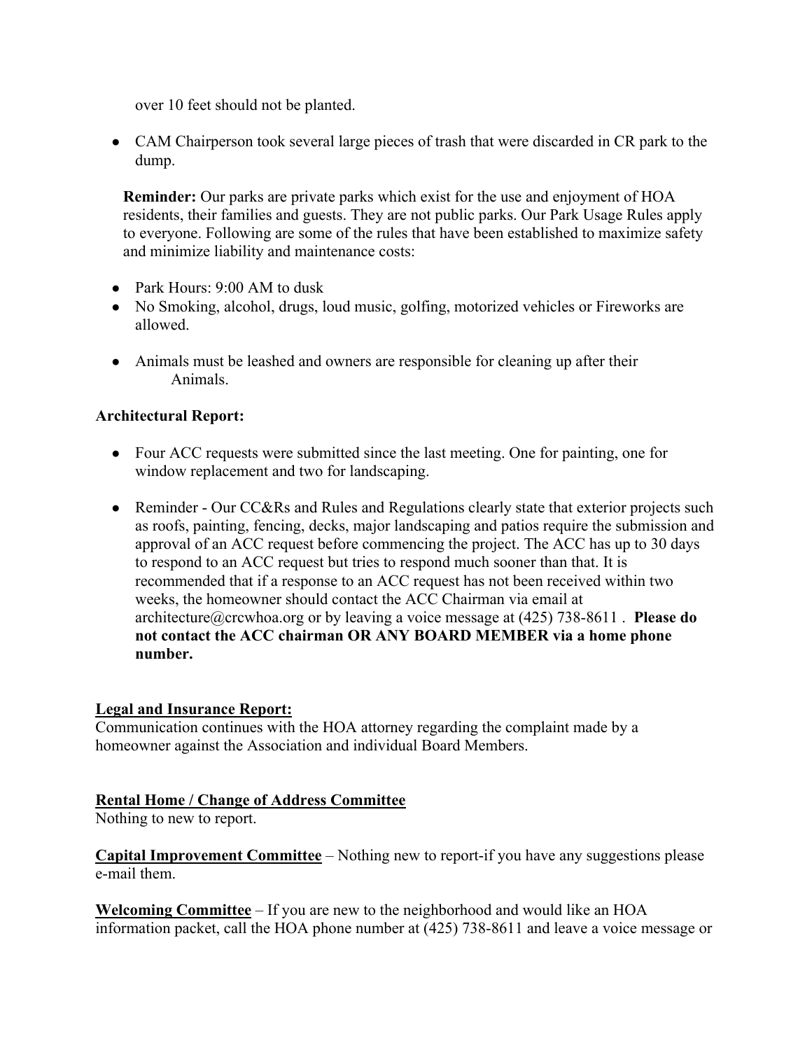over 10 feet should not be planted.

- CAM Chairperson took several large pieces of trash that were discarded in CR park to the dump.

**Reminder:** Our parks are private parks which exist for the use and enjoyment of HOA residents, their families and guests. They are not public parks. Our Park Usage Rules apply to everyone. Following are some of the rules that have been established to maximize safety and minimize liability and maintenance costs:

- Park Hours: 9:00 AM to dusk
- No Smoking, alcohol, drugs, loud music, golfing, motorized vehicles or Fireworks are allowed.
- Animals must be leashed and owners are responsible for cleaning up after their Animals.

**Architectural Report:**

- Four ACC requests were submitted since the last meeting. One for painting, one for window replacement and two for landscaping.
- Reminder - Our CC&Rs and Rules and Regulations clearly state that exterior projects such as roofs, painting, fencing, decks, major landscaping and patios require the submission and approval of an ACC request before commencing the project. The ACC has up to 30 days to respond to an ACC request but tries to respond much sooner than that. It is recommended that if a response to an ACC request has not been received within two weeks, the homeowner should contact the ACC Chairman via email at architecture@crcwhoa.org or by leaving a voice message at (425) 738-8611 . **Please do not contact the ACC chairman OR ANY BOARD MEMBER via a home phone number.**

**Legal and Insurance Report:**
Communication continues with the HOA attorney regarding the complaint made by a homeowner against the Association and individual Board Members.

**Rental Home / Change of Address Committee**
Nothing to new to report.

**Capital Improvement Committee** – Nothing new to report-if you have any suggestions please e-mail them.

**Welcoming Committee** – If you are new to the neighborhood and would like an HOA information packet, call the HOA phone number at (425) 738-8611 and leave a voice message or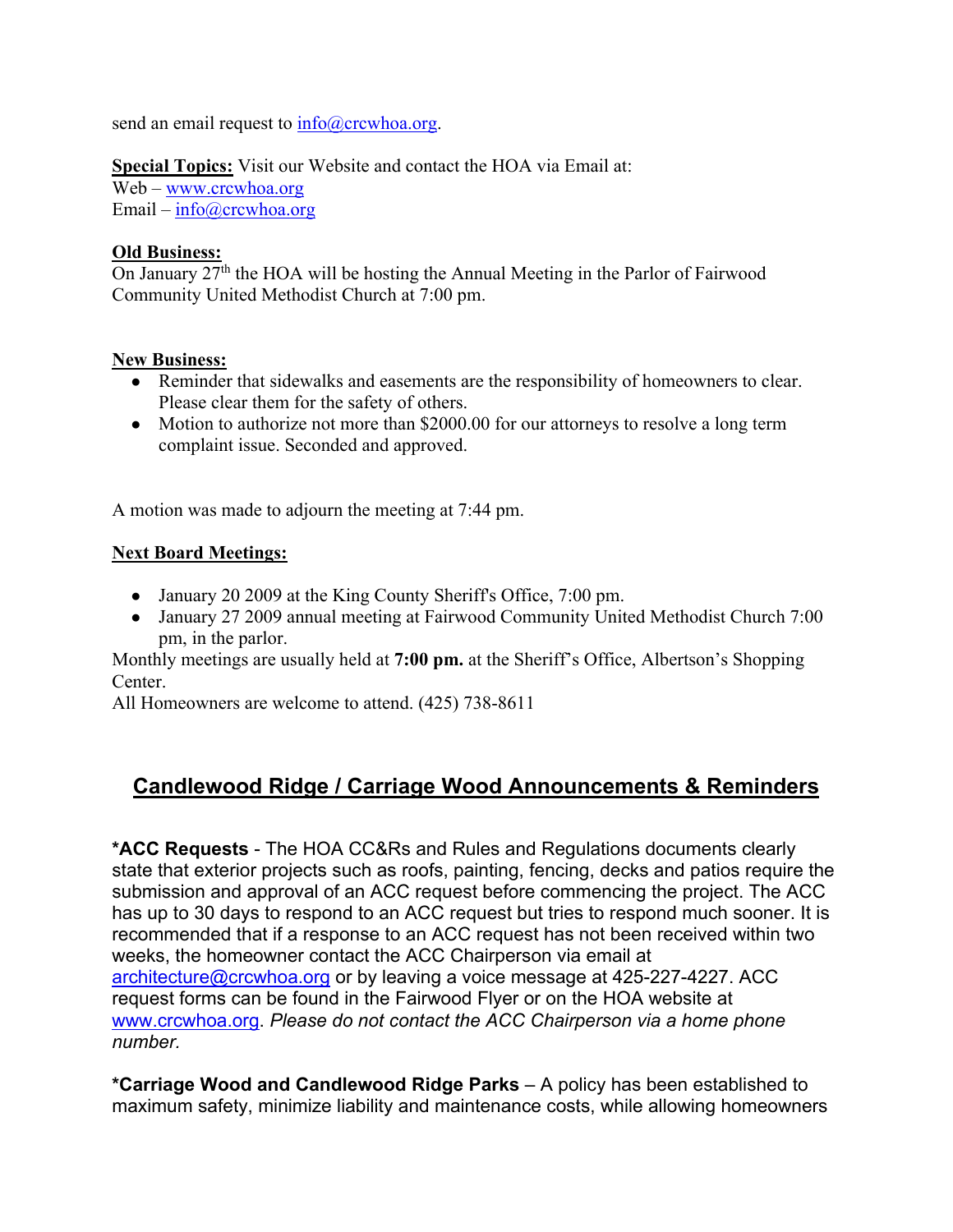send an email request to info@crcwhoa.org.

**Special Topics:** Visit our Website and contact the HOA via Email at:
Web – www.crcwhoa.org
Email – info@crcwhoa.org

**Old Business:**
On January 27th the HOA will be hosting the Annual Meeting in the Parlor of Fairwood Community United Methodist Church at 7:00 pm.

**New Business:**

- Reminder that sidewalks and easements are the responsibility of homeowners to clear. Please clear them for the safety of others.
- Motion to authorize not more than $2000.00 for our attorneys to resolve a long term complaint issue. Seconded and approved.

A motion was made to adjourn the meeting at 7:44 pm.

**Next Board Meetings:**

- January 20 2009 at the King County Sheriff's Office, 7:00 pm.
- January 27 2009 annual meeting at Fairwood Community United Methodist Church 7:00 pm, in the parlor.

Monthly meetings are usually held at **7:00 pm.** at the Sheriff's Office, Albertson's Shopping Center.
All Homeowners are welcome to attend. (425) 738-8611

## Candlewood Ridge / Carriage Wood Announcements & Reminders

**\*ACC Requests** - The HOA CC&Rs and Rules and Regulations documents clearly state that exterior projects such as roofs, painting, fencing, decks and patios require the submission and approval of an ACC request before commencing the project. The ACC has up to 30 days to respond to an ACC request but tries to respond much sooner. It is recommended that if a response to an ACC request has not been received within two weeks, the homeowner contact the ACC Chairperson via email at architecture@crcwhoa.org or by leaving a voice message at 425-227-4227. ACC request forms can be found in the Fairwood Flyer or on the HOA website at www.crcwhoa.org. *Please do not contact the ACC Chairperson via a home phone number.*

**\*Carriage Wood and Candlewood Ridge Parks** – A policy has been established to maximum safety, minimize liability and maintenance costs, while allowing homeowners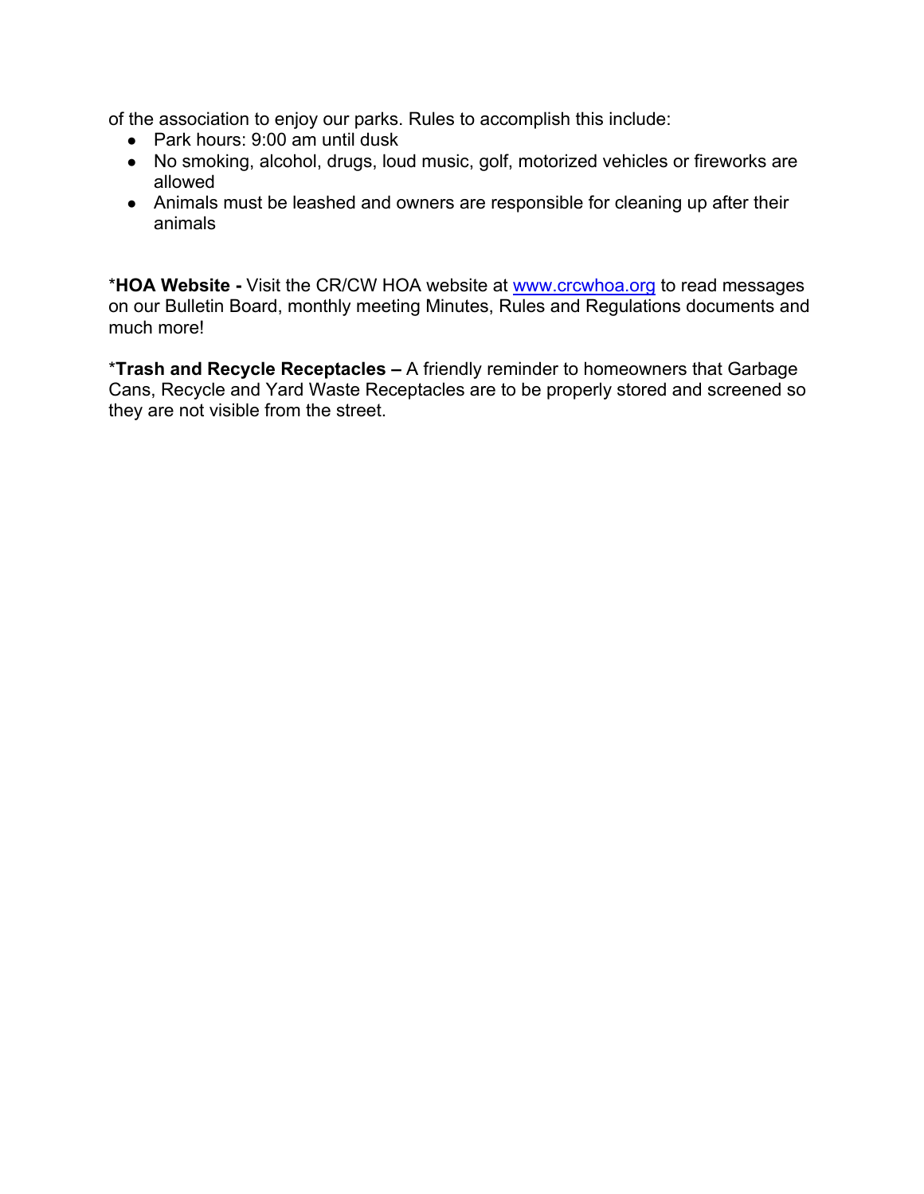of the association to enjoy our parks. Rules to accomplish this include:

- Park hours: 9:00 am until dusk
- No smoking, alcohol, drugs, loud music, golf, motorized vehicles or fireworks are allowed
- Animals must be leashed and owners are responsible for cleaning up after their animals

***HOA Website -** Visit the CR/CW HOA website at [www.crcwhoa.org](http://www.crcwhoa.org) to read messages on our Bulletin Board, monthly meeting Minutes, Rules and Regulations documents and much more!

***Trash and Recycle Receptacles –** A friendly reminder to homeowners that Garbage Cans, Recycle and Yard Waste Receptacles are to be properly stored and screened so they are not visible from the street.